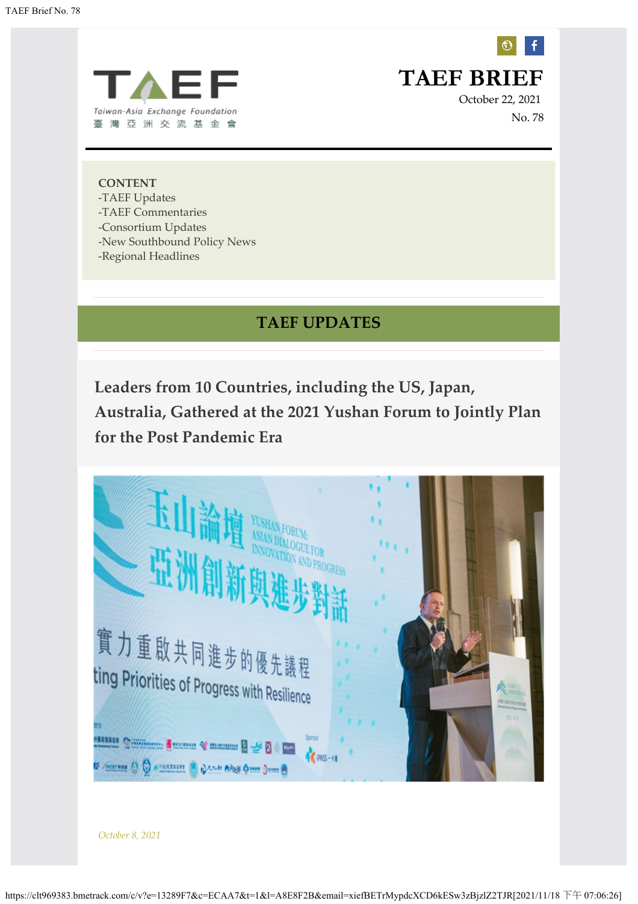# TAEF BRIEF

October 22, 2021

No. 78

Taiwan-Asia Exchange Foundation

臺灣亞洲交流基金會

**CONTENT**

-TAEF Updates
-TAEF Commentaries
-Consortium Updates
-New Southbound Policy News
-Regional Headlines

## TAEF UPDATES

### Leaders from 10 Countries, including the US, Japan, Australia, Gathered at the 2021 Yushan Forum to Jointly Plan for the Post Pandemic Era

*October 8, 2021*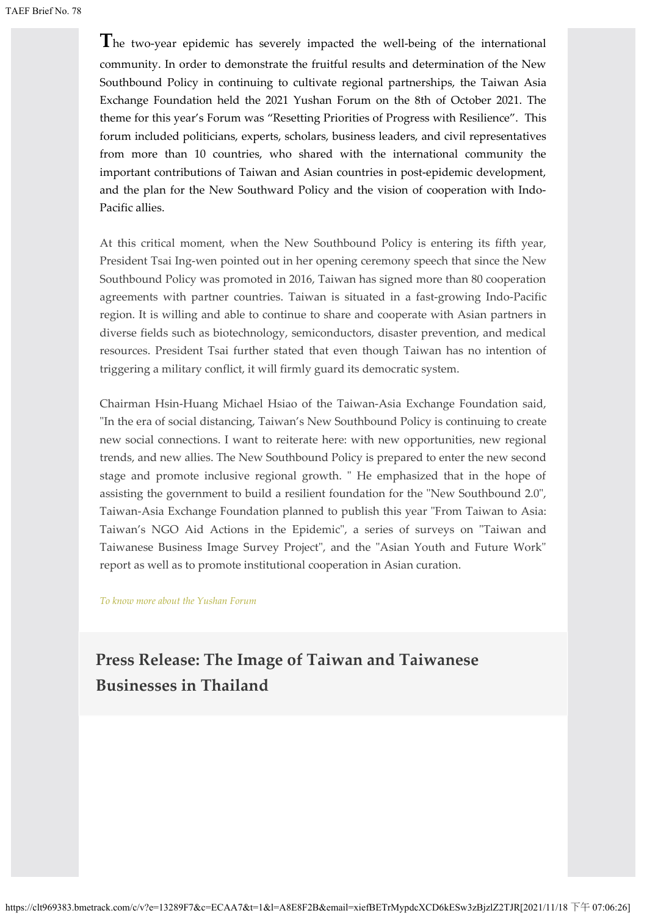The two-year epidemic has severely impacted the well-being of the international community. In order to demonstrate the fruitful results and determination of the New Southbound Policy in continuing to cultivate regional partnerships, the Taiwan Asia Exchange Foundation held the 2021 Yushan Forum on the 8th of October 2021. The theme for this year's Forum was "Resetting Priorities of Progress with Resilience". This forum included politicians, experts, scholars, business leaders, and civil representatives from more than 10 countries, who shared with the international community the important contributions of Taiwan and Asian countries in post-epidemic development, and the plan for the New Southward Policy and the vision of cooperation with Indo-Pacific allies.

At this critical moment, when the New Southbound Policy is entering its fifth year, President Tsai Ing-wen pointed out in her opening ceremony speech that since the New Southbound Policy was promoted in 2016, Taiwan has signed more than 80 cooperation agreements with partner countries. Taiwan is situated in a fast-growing Indo-Pacific region. It is willing and able to continue to share and cooperate with Asian partners in diverse fields such as biotechnology, semiconductors, disaster prevention, and medical resources. President Tsai further stated that even though Taiwan has no intention of triggering a military conflict, it will firmly guard its democratic system.

Chairman Hsin-Huang Michael Hsiao of the Taiwan-Asia Exchange Foundation said, "In the era of social distancing, Taiwan's New Southbound Policy is continuing to create new social connections. I want to reiterate here: with new opportunities, new regional trends, and new allies. The New Southbound Policy is prepared to enter the new second stage and promote inclusive regional growth. " He emphasized that in the hope of assisting the government to build a resilient foundation for the "New Southbound 2.0", Taiwan-Asia Exchange Foundation planned to publish this year "From Taiwan to Asia: Taiwan's NGO Aid Actions in the Epidemic", a series of surveys on "Taiwan and Taiwanese Business Image Survey Project", and the "Asian Youth and Future Work" report as well as to promote institutional cooperation in Asian curation.

*To know more about the Yushan Forum*

## Press Release: The Image of Taiwan and Taiwanese Businesses in Thailand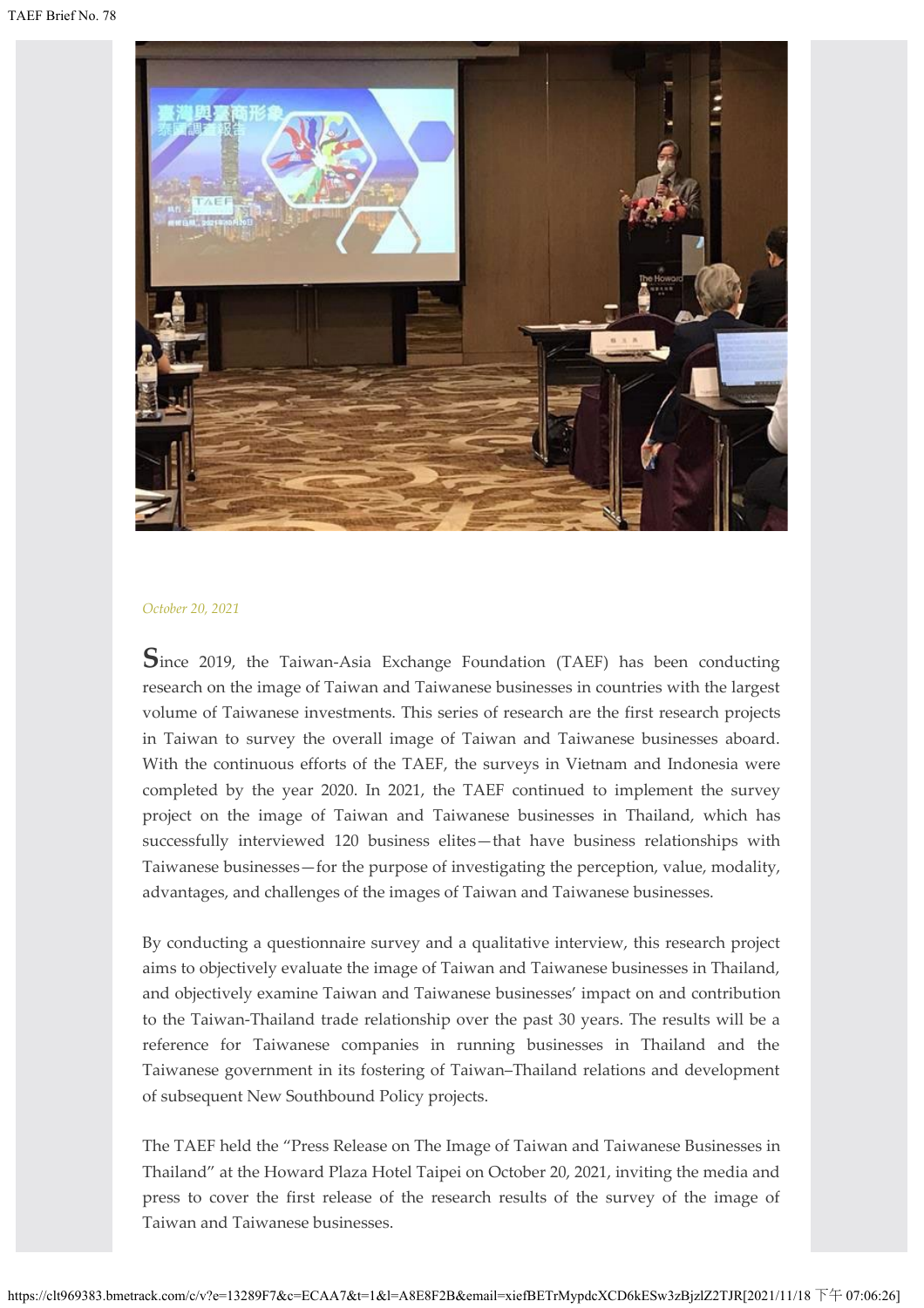*October 20, 2021*

Since 2019, the Taiwan-Asia Exchange Foundation (TAEF) has been conducting research on the image of Taiwan and Taiwanese businesses in countries with the largest volume of Taiwanese investments. This series of research are the first research projects in Taiwan to survey the overall image of Taiwan and Taiwanese businesses aboard. With the continuous efforts of the TAEF, the surveys in Vietnam and Indonesia were completed by the year 2020. In 2021, the TAEF continued to implement the survey project on the image of Taiwan and Taiwanese businesses in Thailand, which has successfully interviewed 120 business elites—that have business relationships with Taiwanese businesses—for the purpose of investigating the perception, value, modality, advantages, and challenges of the images of Taiwan and Taiwanese businesses.

By conducting a questionnaire survey and a qualitative interview, this research project aims to objectively evaluate the image of Taiwan and Taiwanese businesses in Thailand, and objectively examine Taiwan and Taiwanese businesses' impact on and contribution to the Taiwan-Thailand trade relationship over the past 30 years. The results will be a reference for Taiwanese companies in running businesses in Thailand and the Taiwanese government in its fostering of Taiwan–Thailand relations and development of subsequent New Southbound Policy projects.

The TAEF held the "Press Release on The Image of Taiwan and Taiwanese Businesses in Thailand" at the Howard Plaza Hotel Taipei on October 20, 2021, inviting the media and press to cover the first release of the research results of the survey of the image of Taiwan and Taiwanese businesses.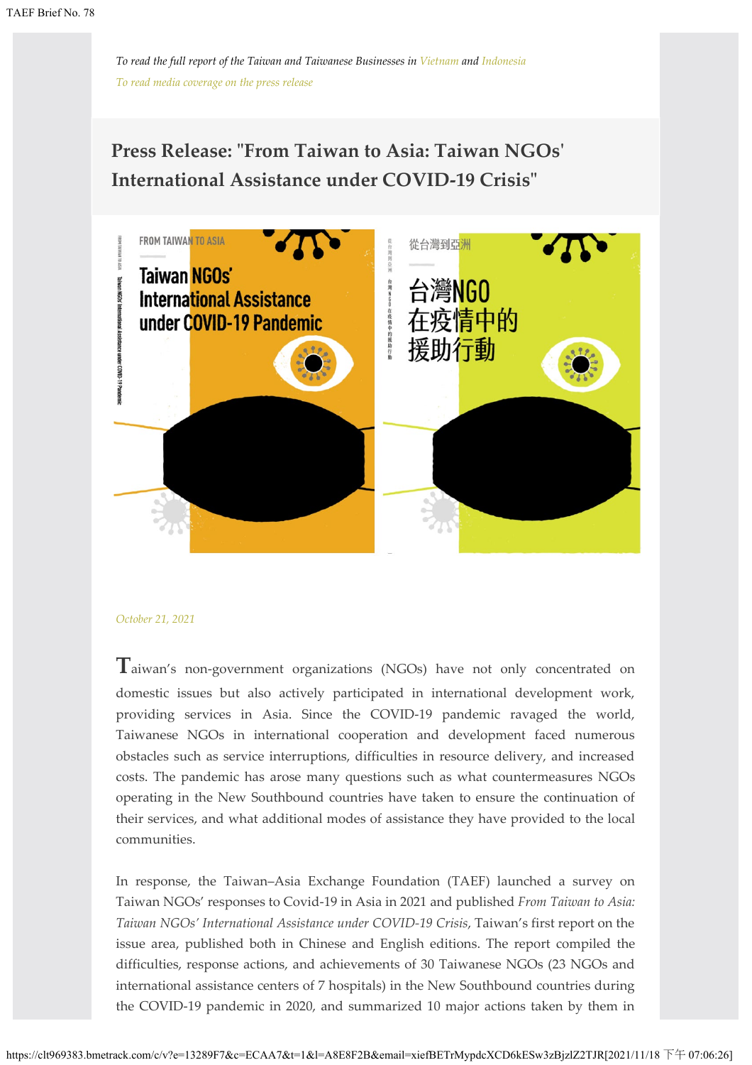*To read the full report of the Taiwan and Taiwanese Businesses in Vietnam and Indonesia*

*To read media coverage on the press release*

## Press Release: "From Taiwan to Asia: Taiwan NGOs' International Assistance under COVID-19 Crisis"

*October 21, 2021*

Taiwan's non-government organizations (NGOs) have not only concentrated on domestic issues but also actively participated in international development work, providing services in Asia. Since the COVID-19 pandemic ravaged the world, Taiwanese NGOs in international cooperation and development faced numerous obstacles such as service interruptions, difficulties in resource delivery, and increased costs. The pandemic has arose many questions such as what countermeasures NGOs operating in the New Southbound countries have taken to ensure the continuation of their services, and what additional modes of assistance they have provided to the local communities.

In response, the Taiwan–Asia Exchange Foundation (TAEF) launched a survey on Taiwan NGOs' responses to Covid-19 in Asia in 2021 and published *From Taiwan to Asia: Taiwan NGOs' International Assistance under COVID-19 Crisis*, Taiwan's first report on the issue area, published both in Chinese and English editions. The report compiled the difficulties, response actions, and achievements of 30 Taiwanese NGOs (23 NGOs and international assistance centers of 7 hospitals) in the New Southbound countries during the COVID-19 pandemic in 2020, and summarized 10 major actions taken by them in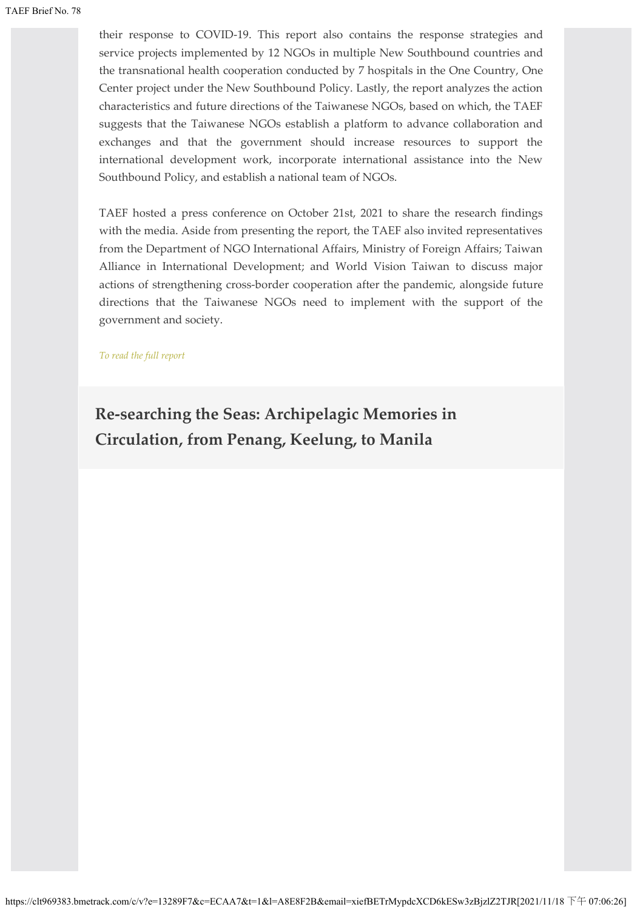their response to COVID-19. This report also contains the response strategies and service projects implemented by 12 NGOs in multiple New Southbound countries and the transnational health cooperation conducted by 7 hospitals in the One Country, One Center project under the New Southbound Policy. Lastly, the report analyzes the action characteristics and future directions of the Taiwanese NGOs, based on which, the TAEF suggests that the Taiwanese NGOs establish a platform to advance collaboration and exchanges and that the government should increase resources to support the international development work, incorporate international assistance into the New Southbound Policy, and establish a national team of NGOs.

TAEF hosted a press conference on October 21st, 2021 to share the research findings with the media. Aside from presenting the report, the TAEF also invited representatives from the Department of NGO International Affairs, Ministry of Foreign Affairs; Taiwan Alliance in International Development; and World Vision Taiwan to discuss major actions of strengthening cross-border cooperation after the pandemic, alongside future directions that the Taiwanese NGOs need to implement with the support of the government and society.

*To read the full report*

## Re-searching the Seas: Archipelagic Memories in Circulation, from Penang, Keelung, to Manila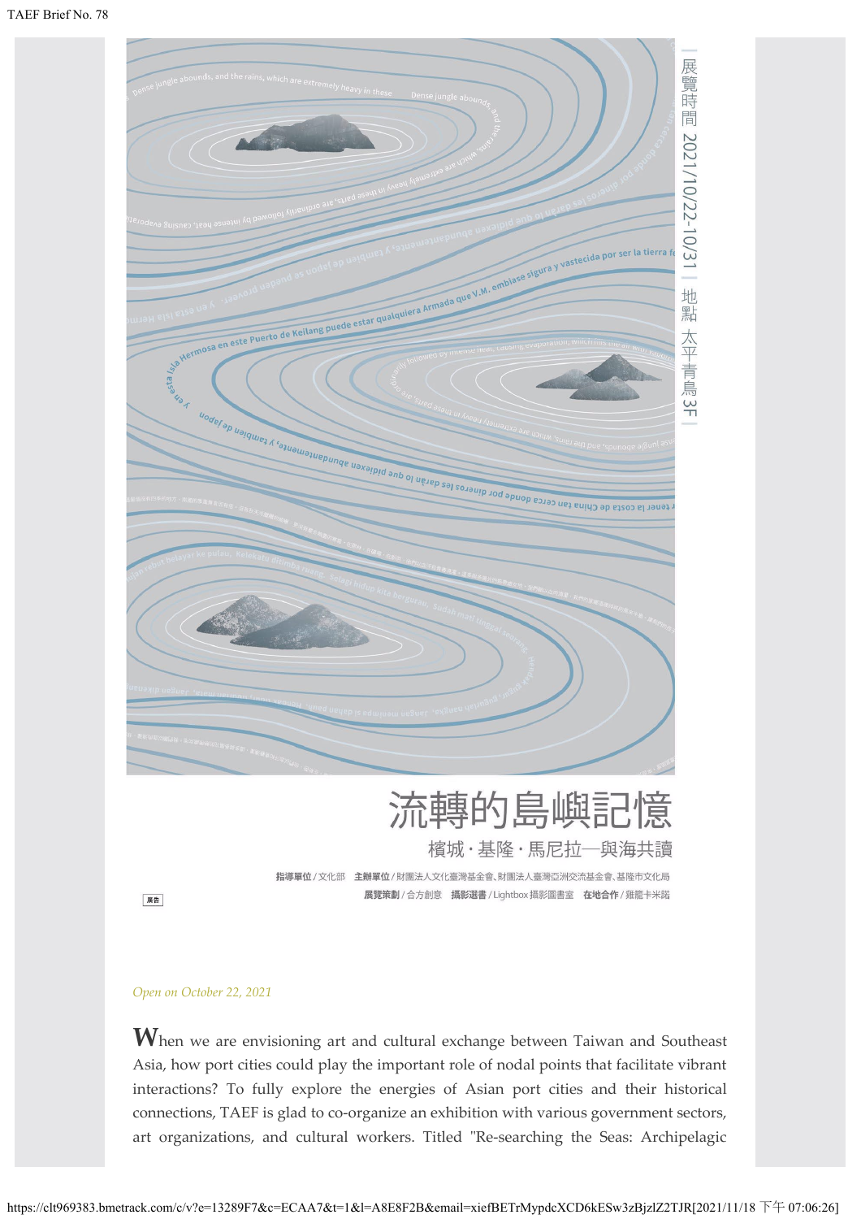展覽時間 2021/10/22-10/31 地點 太平青鳥3F

# 流轉的島嶼記憶

## 檳城・基隆・馬尼拉—與海共讀

**指導單位** / 文化部　**主辦單位** / 財團法人文化臺灣基金會、財團法人臺灣亞洲交流基金會、基隆市文化局

**展覽策劃** / 合方創意　**攝影選書** / Lightbox 攝影圖書室　**在地合作** / 雞籠卡米諾

廣告

*Open on October 22, 2021*

When we are envisioning art and cultural exchange between Taiwan and Southeast Asia, how port cities could play the important role of nodal points that facilitate vibrant interactions? To fully explore the energies of Asian port cities and their historical connections, TAEF is glad to co-organize an exhibition with various government sectors, art organizations, and cultural workers. Titled "Re-searching the Seas: Archipelagic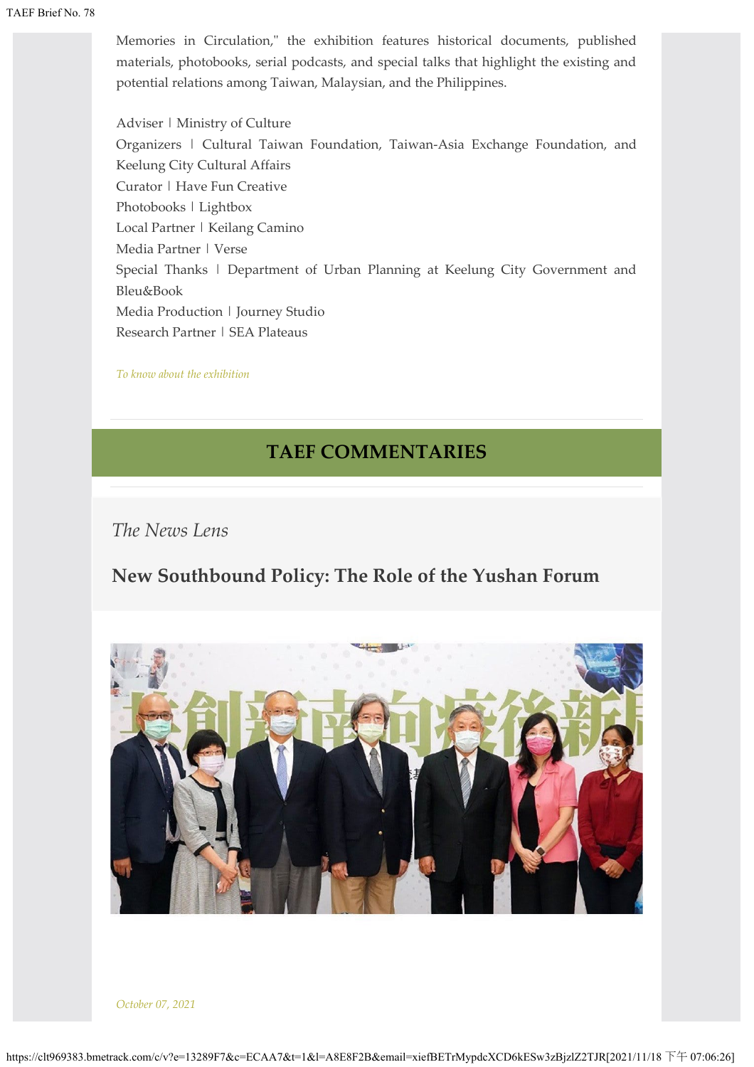Memories in Circulation," the exhibition features historical documents, published materials, photobooks, serial podcasts, and special talks that highlight the existing and potential relations among Taiwan, Malaysian, and the Philippines.

Adviser | Ministry of Culture
Organizers | Cultural Taiwan Foundation, Taiwan-Asia Exchange Foundation, and Keelung City Cultural Affairs
Curator | Have Fun Creative
Photobooks | Lightbox
Local Partner | Keilang Camino
Media Partner | Verse
Special Thanks | Department of Urban Planning at Keelung City Government and Bleu&Book
Media Production | Journey Studio
Research Partner | SEA Plateaus

*To know about the exhibition*

## TAEF COMMENTARIES

*The News Lens*

### New Southbound Policy: The Role of the Yushan Forum

*October 07, 2021*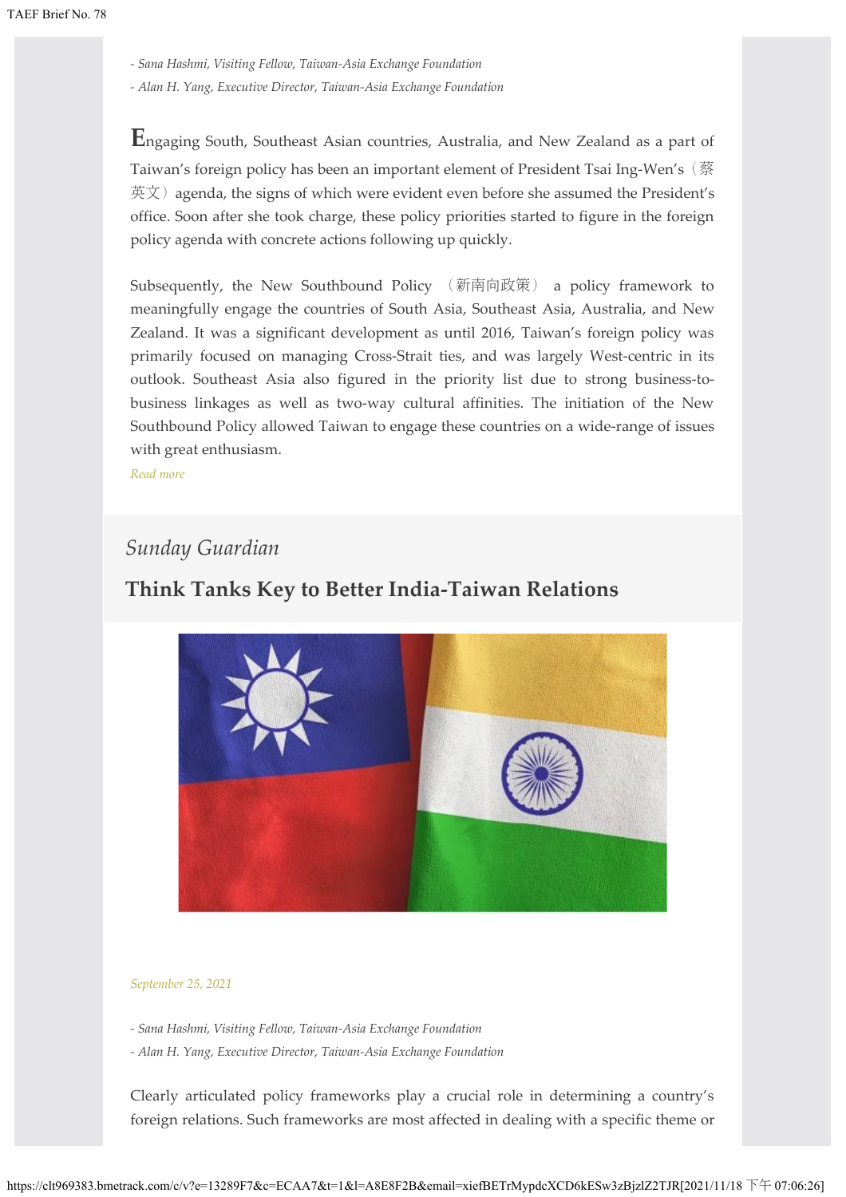*- Sana Hashmi, Visiting Fellow, Taiwan-Asia Exchange Foundation*
*- Alan H. Yang, Executive Director, Taiwan-Asia Exchange Foundation*

Engaging South, Southeast Asian countries, Australia, and New Zealand as a part of Taiwan's foreign policy has been an important element of President Tsai Ing-Wen's（蔡英文）agenda, the signs of which were evident even before she assumed the President's office. Soon after she took charge, these policy priorities started to figure in the foreign policy agenda with concrete actions following up quickly.

Subsequently, the New Southbound Policy （新南向政策） a policy framework to meaningfully engage the countries of South Asia, Southeast Asia, Australia, and New Zealand. It was a significant development as until 2016, Taiwan's foreign policy was primarily focused on managing Cross-Strait ties, and was largely West-centric in its outlook. Southeast Asia also figured in the priority list due to strong business-to-business linkages as well as two-way cultural affinities. The initiation of the New Southbound Policy allowed Taiwan to engage these countries on a wide-range of issues with great enthusiasm.

*Read more*

*Sunday Guardian*

## Think Tanks Key to Better India-Taiwan Relations

*September 25, 2021*

*- Sana Hashmi, Visiting Fellow, Taiwan-Asia Exchange Foundation*
*- Alan H. Yang, Executive Director, Taiwan-Asia Exchange Foundation*

Clearly articulated policy frameworks play a crucial role in determining a country's foreign relations. Such frameworks are most affected in dealing with a specific theme or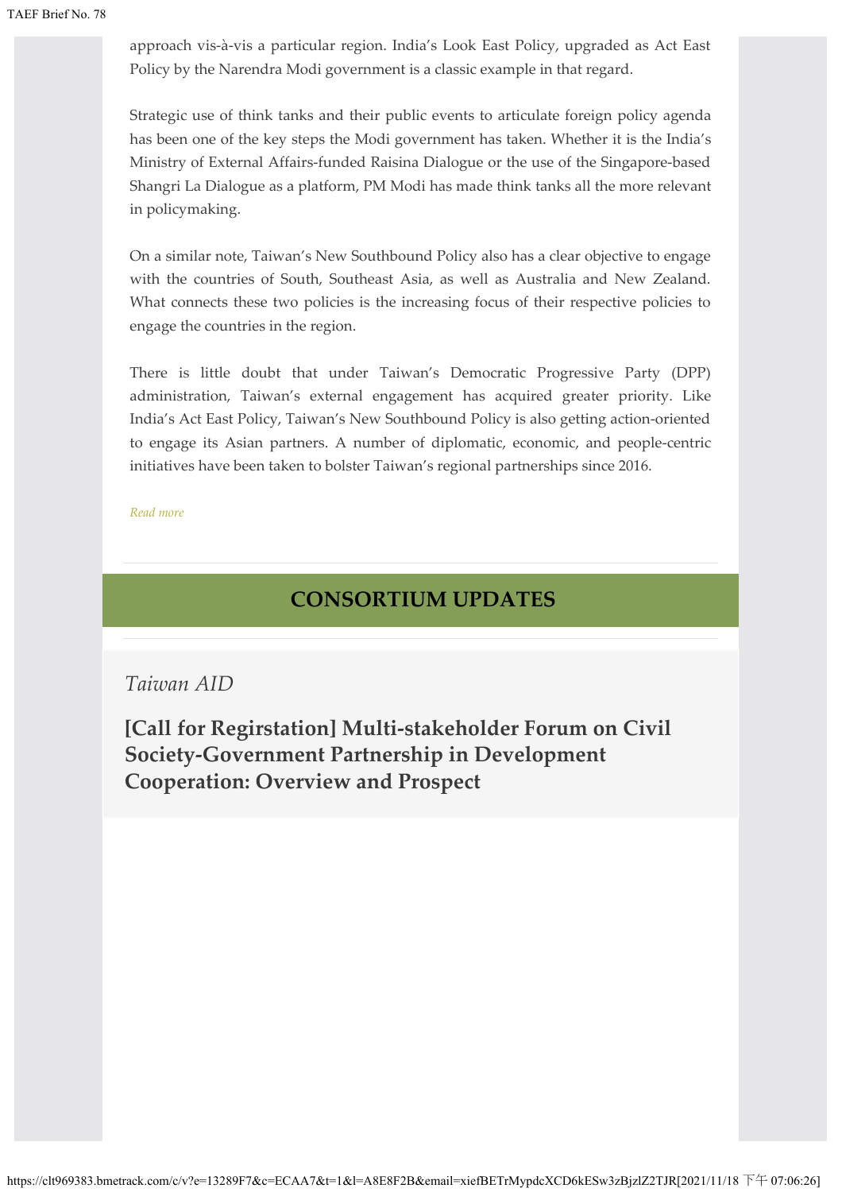approach vis-à-vis a particular region. India's Look East Policy, upgraded as Act East Policy by the Narendra Modi government is a classic example in that regard.

Strategic use of think tanks and their public events to articulate foreign policy agenda has been one of the key steps the Modi government has taken. Whether it is the India's Ministry of External Affairs-funded Raisina Dialogue or the use of the Singapore-based Shangri La Dialogue as a platform, PM Modi has made think tanks all the more relevant in policymaking.

On a similar note, Taiwan's New Southbound Policy also has a clear objective to engage with the countries of South, Southeast Asia, as well as Australia and New Zealand. What connects these two policies is the increasing focus of their respective policies to engage the countries in the region.

There is little doubt that under Taiwan's Democratic Progressive Party (DPP) administration, Taiwan's external engagement has acquired greater priority. Like India's Act East Policy, Taiwan's New Southbound Policy is also getting action-oriented to engage its Asian partners. A number of diplomatic, economic, and people-centric initiatives have been taken to bolster Taiwan's regional partnerships since 2016.

*Read more*

## CONSORTIUM UPDATES

*Taiwan AID*

### [Call for Regirstation] Multi-stakeholder Forum on Civil Society-Government Partnership in Development Cooperation: Overview and Prospect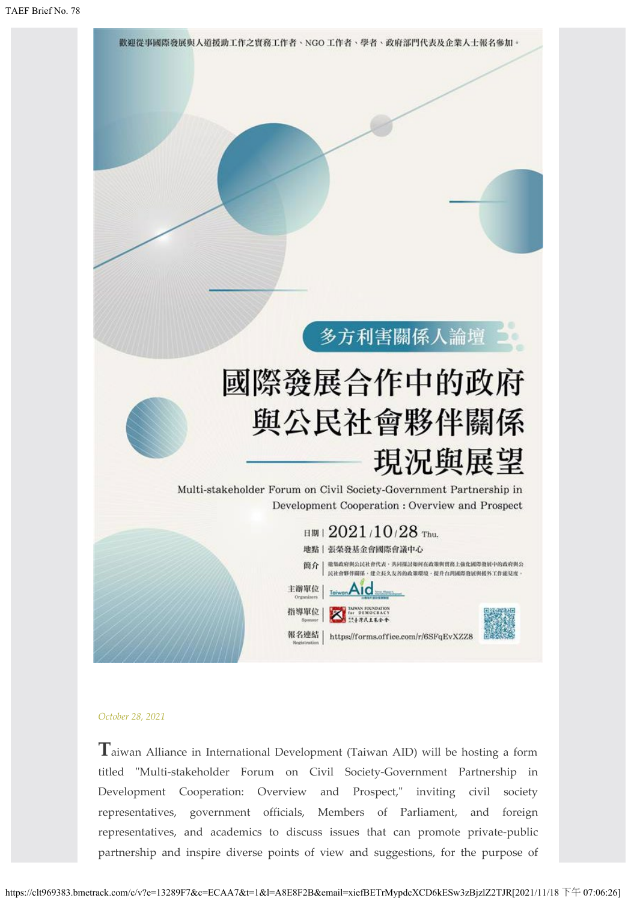歡迎從事國際發展與人道援助工作之實務工作者、NGO 工作者、學者、政府部門代表及企業人士報名參加。

多方利害關係人論壇

# 國際發展合作中的政府與公民社會夥伴關係現況與展望

Multi-stakeholder Forum on Civil Society-Government Partnership in Development Cooperation : Overview and Prospect

日期 | 2021/10/28 Thu.

地點 | 張榮發基金會國際會議中心

簡介 | 邀集政府與公民社會代表，共同探討如何在政策與實務上強化國際發展中的政府與公民社會夥伴關係，建立長久友善的政策環境，提升台灣國際發展與援外工作能見度。

主辦單位 Organizers | Taiwan AID

指導單位 Sponsor | TAIWAN FOUNDATION for DEMOCRACY 財團法人臺灣民主基金會

報名連結 Registration | https://forms.office.com/r/6SFqEvXZZ8

*October 28, 2021*

Taiwan Alliance in International Development (Taiwan AID) will be hosting a form titled "Multi-stakeholder Forum on Civil Society-Government Partnership in Development Cooperation: Overview and Prospect," inviting civil society representatives, government officials, Members of Parliament, and foreign representatives, and academics to discuss issues that can promote private-public partnership and inspire diverse points of view and suggestions, for the purpose of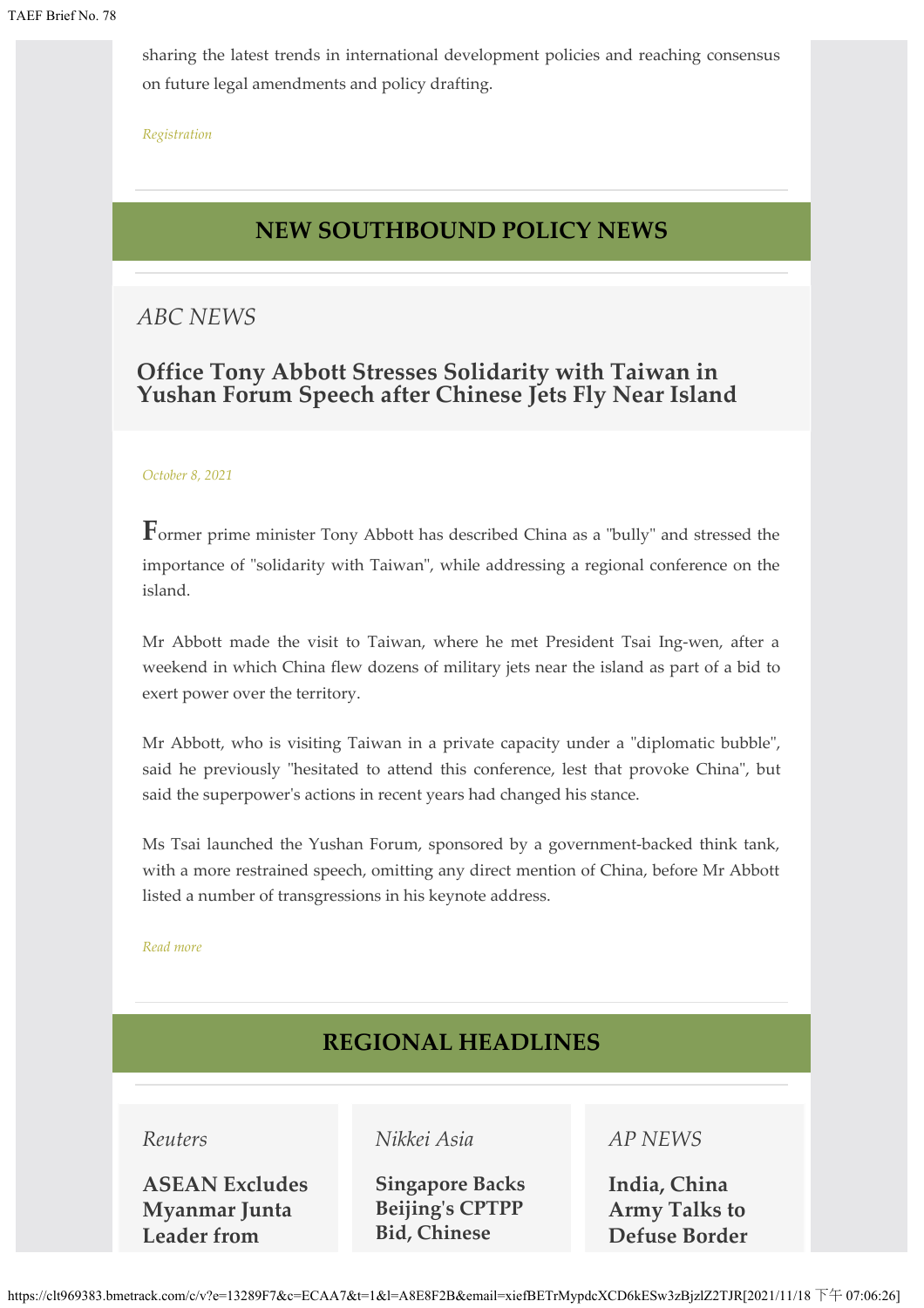sharing the latest trends in international development policies and reaching consensus on future legal amendments and policy drafting.

*Registration*

## NEW SOUTHBOUND POLICY NEWS

*ABC NEWS*

### Office Tony Abbott Stresses Solidarity with Taiwan in Yushan Forum Speech after Chinese Jets Fly Near Island

*October 8, 2021*

Former prime minister Tony Abbott has described China as a "bully" and stressed the importance of "solidarity with Taiwan", while addressing a regional conference on the island.

Mr Abbott made the visit to Taiwan, where he met President Tsai Ing-wen, after a weekend in which China flew dozens of military jets near the island as part of a bid to exert power over the territory.

Mr Abbott, who is visiting Taiwan in a private capacity under a "diplomatic bubble", said he previously "hesitated to attend this conference, lest that provoke China", but said the superpower's actions in recent years had changed his stance.

Ms Tsai launched the Yushan Forum, sponsored by a government-backed think tank, with a more restrained speech, omitting any direct mention of China, before Mr Abbott listed a number of transgressions in his keynote address.

*Read more*

## REGIONAL HEADLINES

*Reuters*

### ASEAN Excludes Myanmar Junta Leader from

*Nikkei Asia*

### Singapore Backs Beijing's CPTPP Bid, Chinese

*AP NEWS*

### India, China Army Talks to Defuse Border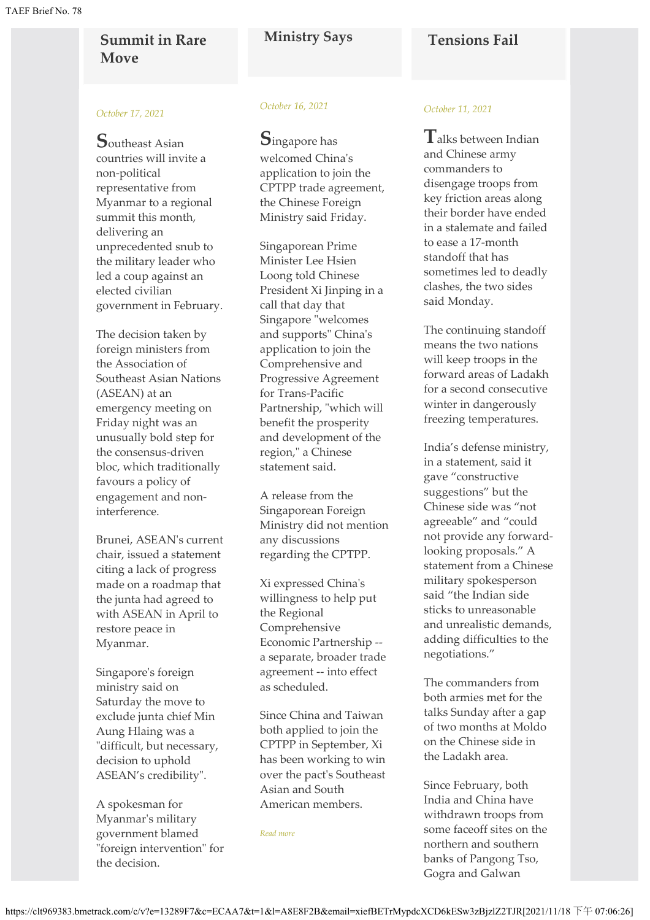## Summit in Rare Move

*October 17, 2021*

Southeast Asian countries will invite a non-political representative from Myanmar to a regional summit this month, delivering an unprecedented snub to the military leader who led a coup against an elected civilian government in February.

The decision taken by foreign ministers from the Association of Southeast Asian Nations (ASEAN) at an emergency meeting on Friday night was an unusually bold step for the consensus-driven bloc, which traditionally favours a policy of engagement and non-interference.

Brunei, ASEAN's current chair, issued a statement citing a lack of progress made on a roadmap that the junta had agreed to with ASEAN in April to restore peace in Myanmar.

Singapore's foreign ministry said on Saturday the move to exclude junta chief Min Aung Hlaing was a "difficult, but necessary, decision to uphold ASEAN's credibility".

A spokesman for Myanmar's military government blamed "foreign intervention" for the decision.

## Ministry Says

*October 16, 2021*

Singapore has welcomed China's application to join the CPTPP trade agreement, the Chinese Foreign Ministry said Friday.

Singaporean Prime Minister Lee Hsien Loong told Chinese President Xi Jinping in a call that day that Singapore "welcomes and supports" China's application to join the Comprehensive and Progressive Agreement for Trans-Pacific Partnership, "which will benefit the prosperity and development of the region," a Chinese statement said.

A release from the Singaporean Foreign Ministry did not mention any discussions regarding the CPTPP.

Xi expressed China's willingness to help put the Regional Comprehensive Economic Partnership -- a separate, broader trade agreement -- into effect as scheduled.

Since China and Taiwan both applied to join the CPTPP in September, Xi has been working to win over the pact's Southeast Asian and South American members.

*Read more*

## Tensions Fail

*October 11, 2021*

Talks between Indian and Chinese army commanders to disengage troops from key friction areas along their border have ended in a stalemate and failed to ease a 17-month standoff that has sometimes led to deadly clashes, the two sides said Monday.

The continuing standoff means the two nations will keep troops in the forward areas of Ladakh for a second consecutive winter in dangerously freezing temperatures.

India's defense ministry, in a statement, said it gave "constructive suggestions" but the Chinese side was "not agreeable" and "could not provide any forward-looking proposals." A statement from a Chinese military spokesperson said "the Indian side sticks to unreasonable and unrealistic demands, adding difficulties to the negotiations."

The commanders from both armies met for the talks Sunday after a gap of two months at Moldo on the Chinese side in the Ladakh area.

Since February, both India and China have withdrawn troops from some faceoff sites on the northern and southern banks of Pangong Tso, Gogra and Galwan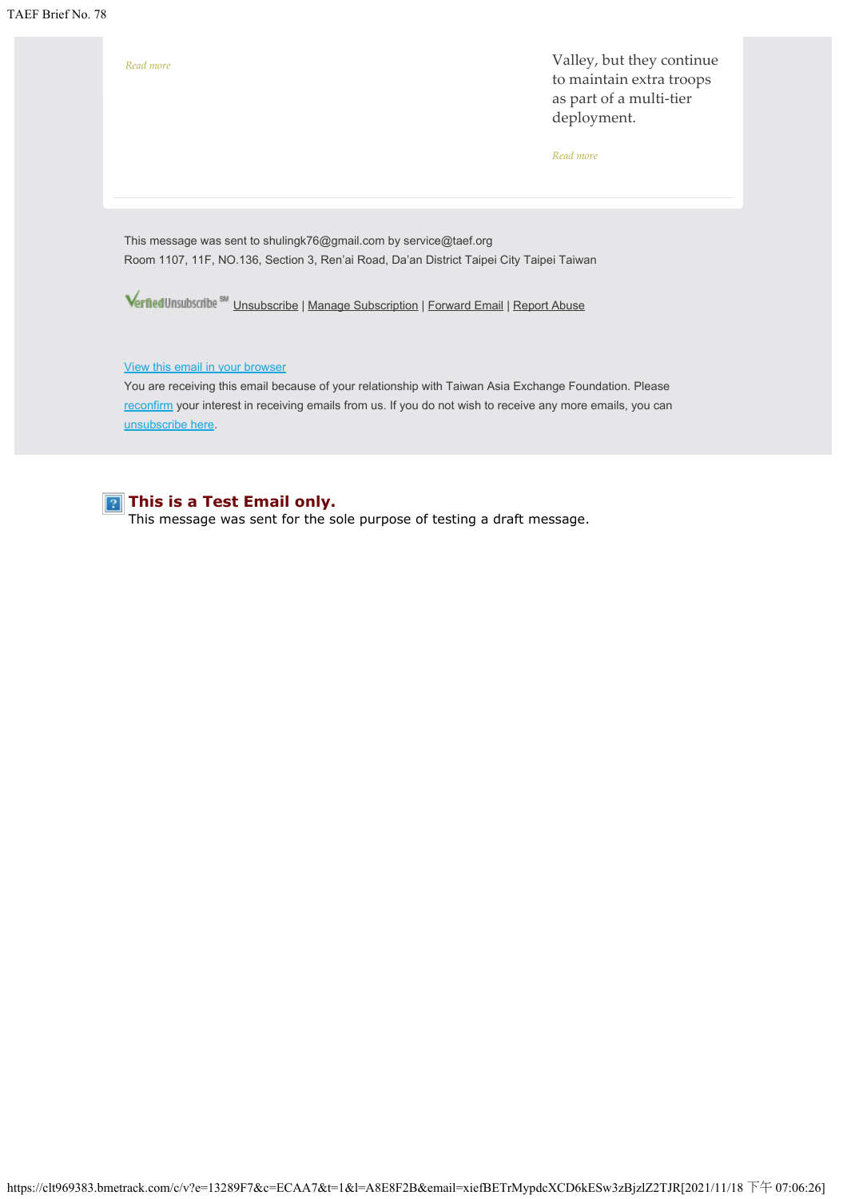*Read more*

Valley, but they continue to maintain extra troops as part of a multi-tier deployment.

*Read more*

This message was sent to shulingk76@gmail.com by service@taef.org
Room 1107, 11F, NO.136, Section 3, Ren'ai Road, Da'an District Taipei City Taipei Taiwan

VerifiedUnsubscribe SM Unsubscribe | Manage Subscription | Forward Email | Report Abuse

View this email in your browser
You are receiving this email because of your relationship with Taiwan Asia Exchange Foundation. Please reconfirm your interest in receiving emails from us. If you do not wish to receive any more emails, you can unsubscribe here.

**This is a Test Email only.**
This message was sent for the sole purpose of testing a draft message.